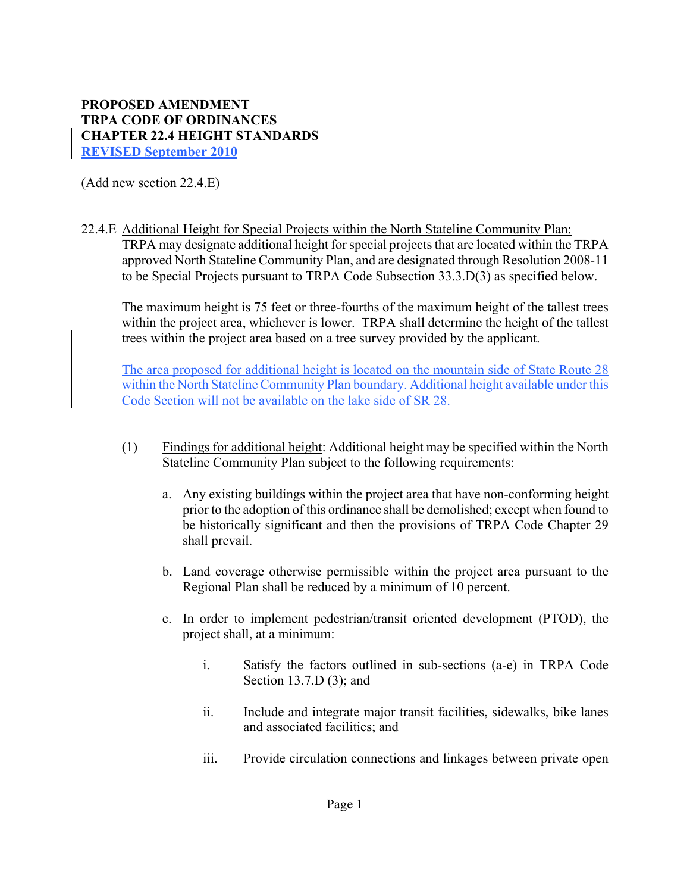**PROPOSED AMENDMENT**
**TRPA CODE OF ORDINANCES**
**CHAPTER 22.4 HEIGHT STANDARDS**
**REVISED September 2010**

(Add new section 22.4.E)

22.4.E Additional Height for Special Projects within the North Stateline Community Plan: TRPA may designate additional height for special projects that are located within the TRPA approved North Stateline Community Plan, and are designated through Resolution 2008-11 to be Special Projects pursuant to TRPA Code Subsection 33.3.D(3) as specified below.

The maximum height is 75 feet or three-fourths of the maximum height of the tallest trees within the project area, whichever is lower. TRPA shall determine the height of the tallest trees within the project area based on a tree survey provided by the applicant.

The area proposed for additional height is located on the mountain side of State Route 28 within the North Stateline Community Plan boundary. Additional height available under this Code Section will not be available on the lake side of SR 28.

(1) Findings for additional height: Additional height may be specified within the North Stateline Community Plan subject to the following requirements:

a. Any existing buildings within the project area that have non-conforming height prior to the adoption of this ordinance shall be demolished; except when found to be historically significant and then the provisions of TRPA Code Chapter 29 shall prevail.

b. Land coverage otherwise permissible within the project area pursuant to the Regional Plan shall be reduced by a minimum of 10 percent.

c. In order to implement pedestrian/transit oriented development (PTOD), the project shall, at a minimum:

i. Satisfy the factors outlined in sub-sections (a-e) in TRPA Code Section 13.7.D (3); and

ii. Include and integrate major transit facilities, sidewalks, bike lanes and associated facilities; and

iii. Provide circulation connections and linkages between private open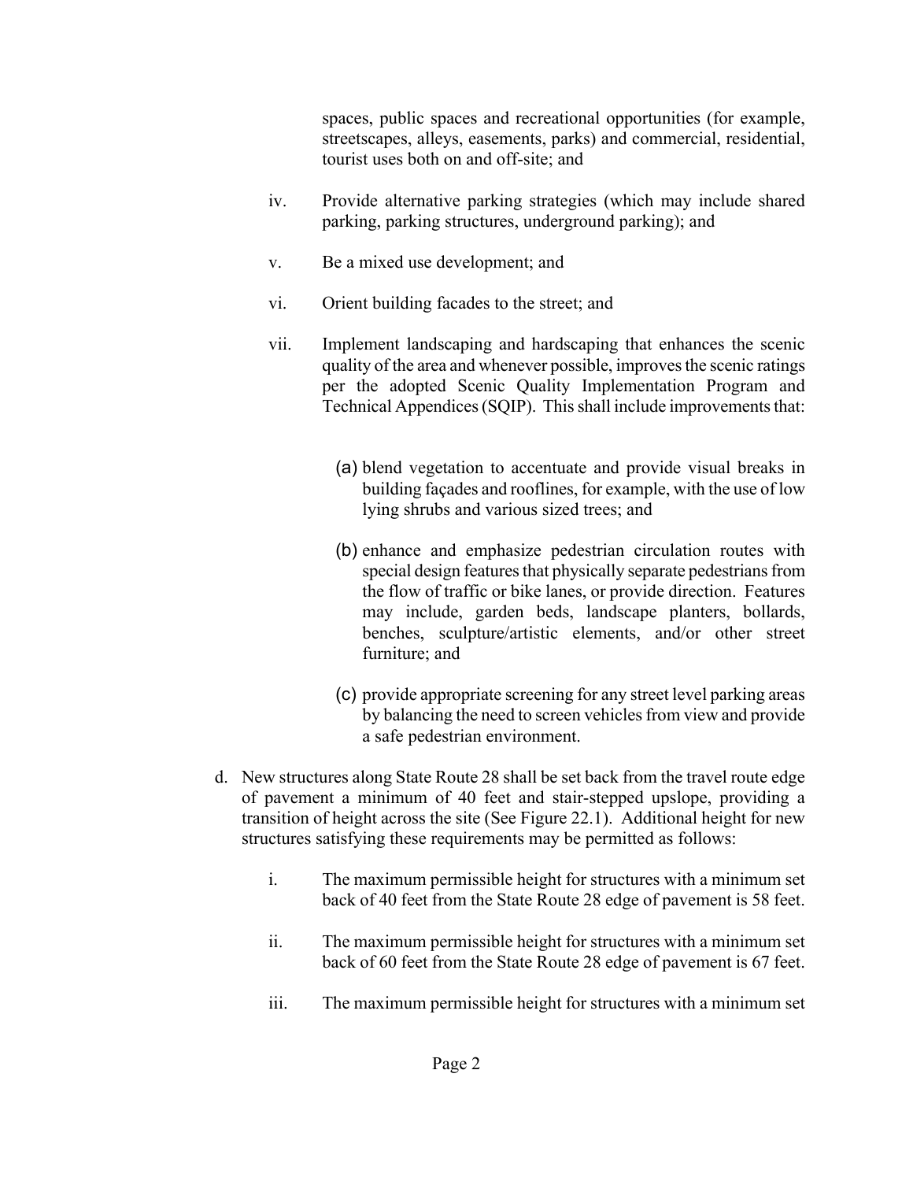spaces, public spaces and recreational opportunities (for example, streetscapes, alleys, easements, parks) and commercial, residential, tourist uses both on and off-site; and

iv. Provide alternative parking strategies (which may include shared parking, parking structures, underground parking); and

v. Be a mixed use development; and

vi. Orient building facades to the street; and

vii. Implement landscaping and hardscaping that enhances the scenic quality of the area and whenever possible, improves the scenic ratings per the adopted Scenic Quality Implementation Program and Technical Appendices (SQIP). This shall include improvements that:

   (a) blend vegetation to accentuate and provide visual breaks in building façades and rooflines, for example, with the use of low lying shrubs and various sized trees; and

   (b) enhance and emphasize pedestrian circulation routes with special design features that physically separate pedestrians from the flow of traffic or bike lanes, or provide direction. Features may include, garden beds, landscape planters, bollards, benches, sculpture/artistic elements, and/or other street furniture; and

   (c) provide appropriate screening for any street level parking areas by balancing the need to screen vehicles from view and provide a safe pedestrian environment.

d. New structures along State Route 28 shall be set back from the travel route edge of pavement a minimum of 40 feet and stair-stepped upslope, providing a transition of height across the site (See Figure 22.1). Additional height for new structures satisfying these requirements may be permitted as follows:

i. The maximum permissible height for structures with a minimum set back of 40 feet from the State Route 28 edge of pavement is 58 feet.

ii. The maximum permissible height for structures with a minimum set back of 60 feet from the State Route 28 edge of pavement is 67 feet.

iii. The maximum permissible height for structures with a minimum set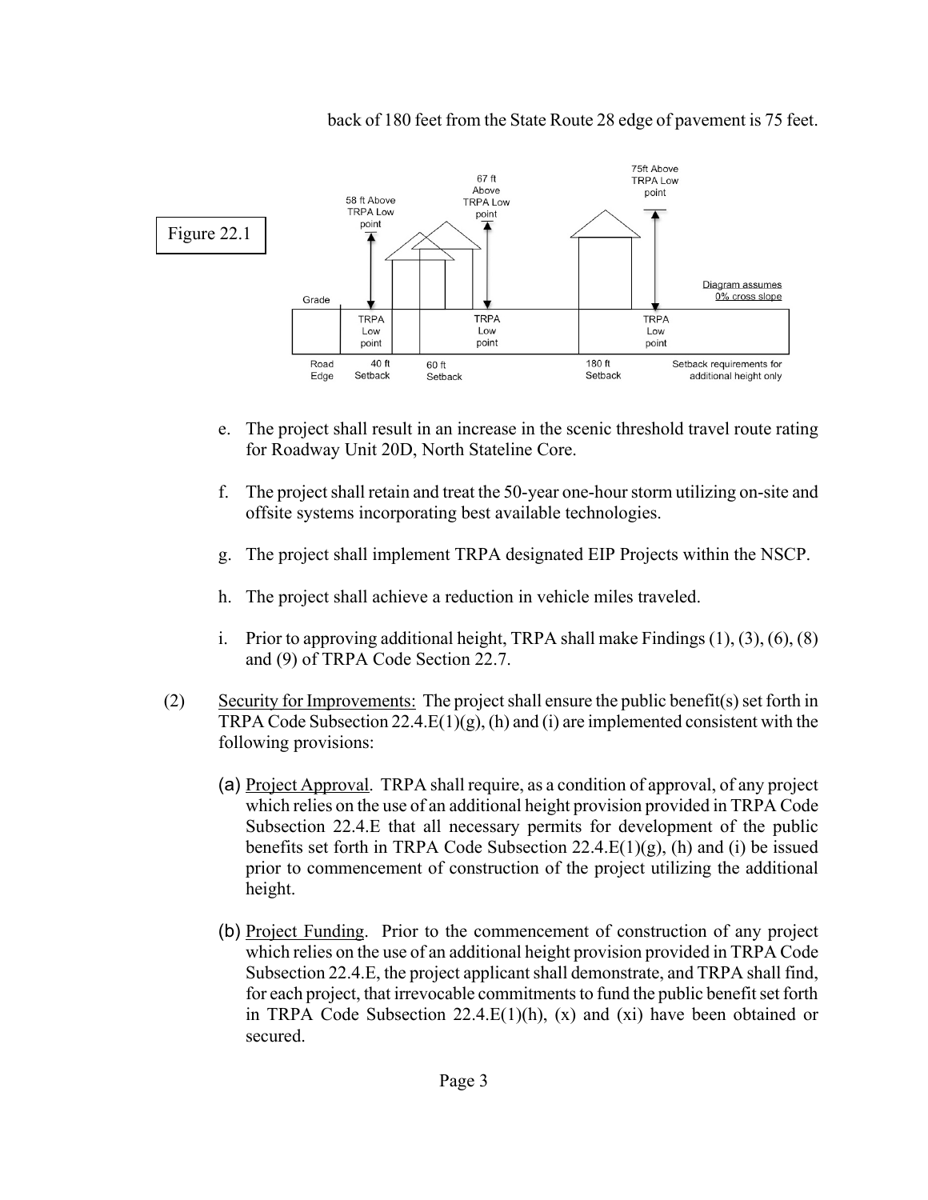back of 180 feet from the State Route 28 edge of pavement is 75 feet.

Figure 22.1

58 ft Above TRPA Low point | 67 ft Above TRPA Low point | 75ft Above TRPA Low point

Grade | TRPA Low point | TRPA Low point | TRPA Low point | Diagram assumes 0% cross slope

Road Edge | 40 ft Setback | 60 ft Setback | 180 ft Setback | Setback requirements for additional height only

e. The project shall result in an increase in the scenic threshold travel route rating for Roadway Unit 20D, North Stateline Core.

f. The project shall retain and treat the 50-year one-hour storm utilizing on-site and offsite systems incorporating best available technologies.

g. The project shall implement TRPA designated EIP Projects within the NSCP.

h. The project shall achieve a reduction in vehicle miles traveled.

i. Prior to approving additional height, TRPA shall make Findings (1), (3), (6), (8) and (9) of TRPA Code Section 22.7.

(2) Security for Improvements: The project shall ensure the public benefit(s) set forth in TRPA Code Subsection 22.4.E(1)(g), (h) and (i) are implemented consistent with the following provisions:

(a) Project Approval. TRPA shall require, as a condition of approval, of any project which relies on the use of an additional height provision provided in TRPA Code Subsection 22.4.E that all necessary permits for development of the public benefits set forth in TRPA Code Subsection 22.4.E(1)(g), (h) and (i) be issued prior to commencement of construction of the project utilizing the additional height.

(b) Project Funding. Prior to the commencement of construction of any project which relies on the use of an additional height provision provided in TRPA Code Subsection 22.4.E, the project applicant shall demonstrate, and TRPA shall find, for each project, that irrevocable commitments to fund the public benefit set forth in TRPA Code Subsection 22.4.E(1)(h), (x) and (xi) have been obtained or secured.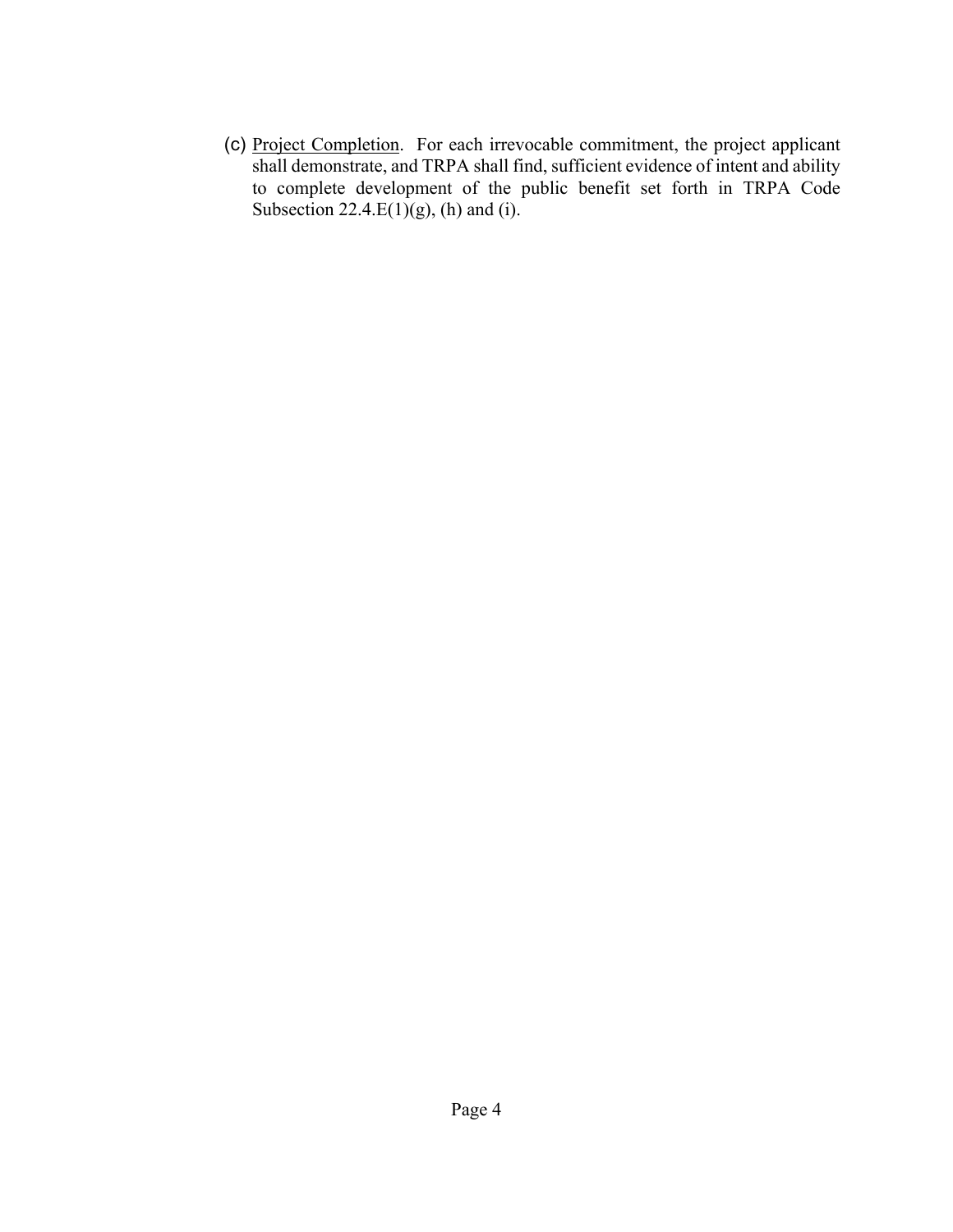(c) Project Completion. For each irrevocable commitment, the project applicant shall demonstrate, and TRPA shall find, sufficient evidence of intent and ability to complete development of the public benefit set forth in TRPA Code Subsection 22.4.E(1)(g), (h) and (i).